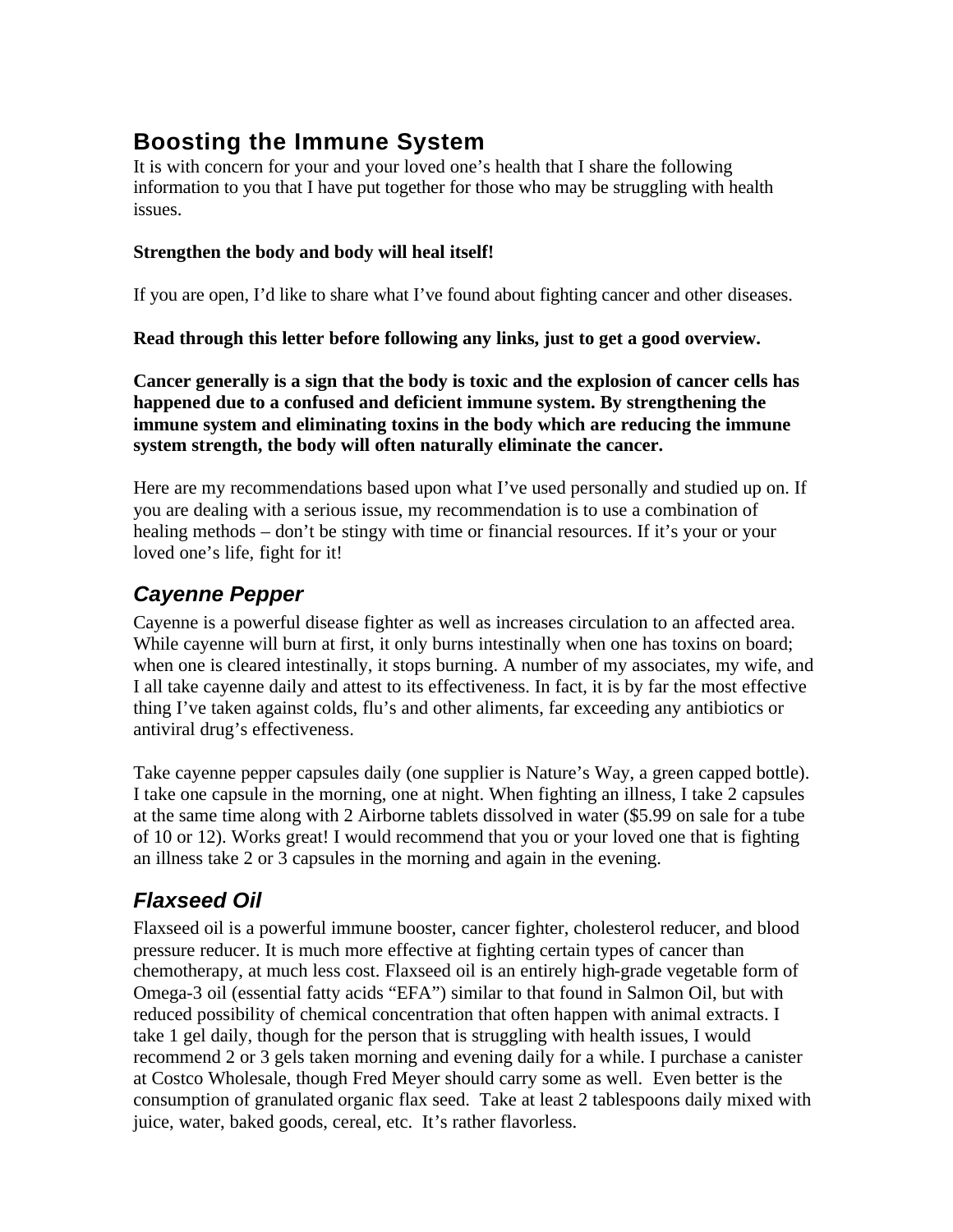# Boosting the Immune System

It is with concern for your and your loved one's health that I share the following information to you that I have put together for those who may be struggling with health issues.

**Strengthen the body and body will heal itself!**

If you are open, I'd like to share what I've found about fighting cancer and other diseases.

**Read through this letter before following any links, just to get a good overview.**

**Cancer generally is a sign that the body is toxic and the explosion of cancer cells has happened due to a confused and deficient immune system. By strengthening the immune system and eliminating toxins in the body which are reducing the immune system strength, the body will often naturally eliminate the cancer.**

Here are my recommendations based upon what I've used personally and studied up on. If you are dealing with a serious issue, my recommendation is to use a combination of healing methods – don't be stingy with time or financial resources. If it's your or your loved one's life, fight for it!

## *Cayenne Pepper*

Cayenne is a powerful disease fighter as well as increases circulation to an affected area. While cayenne will burn at first, it only burns intestinally when one has toxins on board; when one is cleared intestinally, it stops burning. A number of my associates, my wife, and I all take cayenne daily and attest to its effectiveness. In fact, it is by far the most effective thing I've taken against colds, flu's and other aliments, far exceeding any antibiotics or antiviral drug's effectiveness.

Take cayenne pepper capsules daily (one supplier is Nature's Way, a green capped bottle). I take one capsule in the morning, one at night. When fighting an illness, I take 2 capsules at the same time along with 2 Airborne tablets dissolved in water ($5.99 on sale for a tube of 10 or 12). Works great! I would recommend that you or your loved one that is fighting an illness take 2 or 3 capsules in the morning and again in the evening.

## *Flaxseed Oil*

Flaxseed oil is a powerful immune booster, cancer fighter, cholesterol reducer, and blood pressure reducer. It is much more effective at fighting certain types of cancer than chemotherapy, at much less cost. Flaxseed oil is an entirely high-grade vegetable form of Omega-3 oil (essential fatty acids "EFA") similar to that found in Salmon Oil, but with reduced possibility of chemical concentration that often happen with animal extracts. I take 1 gel daily, though for the person that is struggling with health issues, I would recommend 2 or 3 gels taken morning and evening daily for a while. I purchase a canister at Costco Wholesale, though Fred Meyer should carry some as well. Even better is the consumption of granulated organic flax seed. Take at least 2 tablespoons daily mixed with juice, water, baked goods, cereal, etc. It's rather flavorless.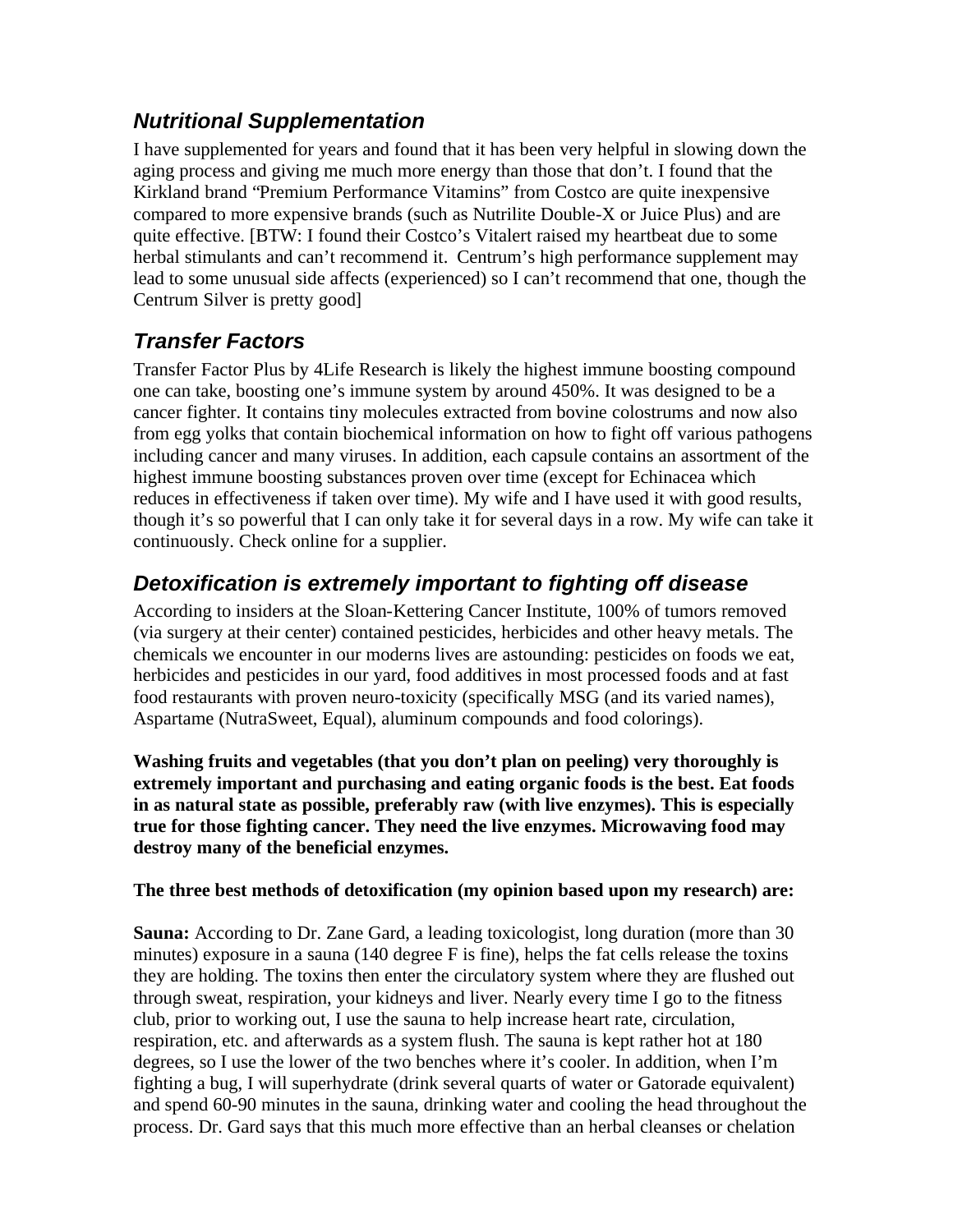## *Nutritional Supplementation*

I have supplemented for years and found that it has been very helpful in slowing down the aging process and giving me much more energy than those that don't. I found that the Kirkland brand "Premium Performance Vitamins" from Costco are quite inexpensive compared to more expensive brands (such as Nutrilite Double-X or Juice Plus) and are quite effective. [BTW: I found their Costco's Vitalert raised my heartbeat due to some herbal stimulants and can't recommend it. Centrum's high performance supplement may lead to some unusual side affects (experienced) so I can't recommend that one, though the Centrum Silver is pretty good]

## *Transfer Factors*

Transfer Factor Plus by 4Life Research is likely the highest immune boosting compound one can take, boosting one's immune system by around 450%. It was designed to be a cancer fighter. It contains tiny molecules extracted from bovine colostrums and now also from egg yolks that contain biochemical information on how to fight off various pathogens including cancer and many viruses. In addition, each capsule contains an assortment of the highest immune boosting substances proven over time (except for Echinacea which reduces in effectiveness if taken over time). My wife and I have used it with good results, though it's so powerful that I can only take it for several days in a row. My wife can take it continuously. Check online for a supplier.

## *Detoxification is extremely important to fighting off disease*

According to insiders at the Sloan-Kettering Cancer Institute, 100% of tumors removed (via surgery at their center) contained pesticides, herbicides and other heavy metals. The chemicals we encounter in our moderns lives are astounding: pesticides on foods we eat, herbicides and pesticides in our yard, food additives in most processed foods and at fast food restaurants with proven neuro-toxicity (specifically MSG (and its varied names), Aspartame (NutraSweet, Equal), aluminum compounds and food colorings).

**Washing fruits and vegetables (that you don't plan on peeling) very thoroughly is extremely important and purchasing and eating organic foods is the best. Eat foods in as natural state as possible, preferably raw (with live enzymes). This is especially true for those fighting cancer. They need the live enzymes. Microwaving food may destroy many of the beneficial enzymes.**

**The three best methods of detoxification (my opinion based upon my research) are:**

**Sauna:** According to Dr. Zane Gard, a leading toxicologist, long duration (more than 30 minutes) exposure in a sauna (140 degree F is fine), helps the fat cells release the toxins they are holding. The toxins then enter the circulatory system where they are flushed out through sweat, respiration, your kidneys and liver. Nearly every time I go to the fitness club, prior to working out, I use the sauna to help increase heart rate, circulation, respiration, etc. and afterwards as a system flush. The sauna is kept rather hot at 180 degrees, so I use the lower of the two benches where it's cooler. In addition, when I'm fighting a bug, I will superhydrate (drink several quarts of water or Gatorade equivalent) and spend 60-90 minutes in the sauna, drinking water and cooling the head throughout the process. Dr. Gard says that this much more effective than an herbal cleanses or chelation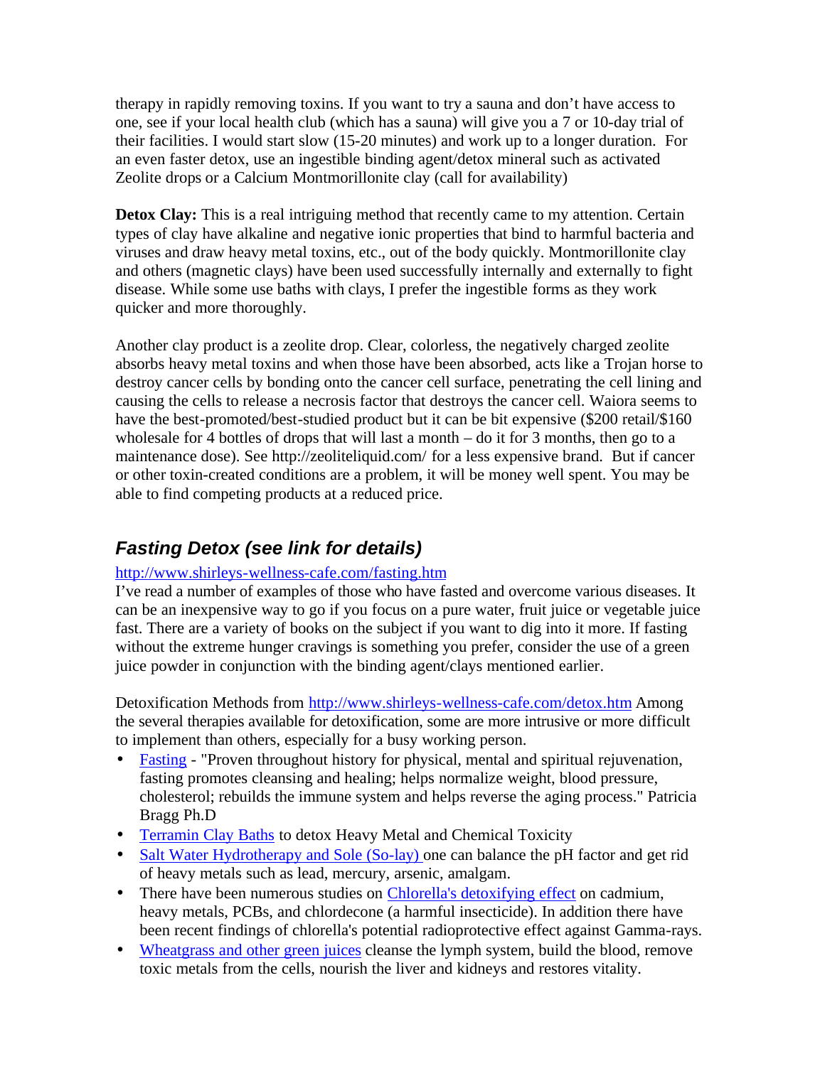therapy in rapidly removing toxins. If you want to try a sauna and don't have access to one, see if your local health club (which has a sauna) will give you a 7 or 10-day trial of their facilities. I would start slow (15-20 minutes) and work up to a longer duration. For an even faster detox, use an ingestible binding agent/detox mineral such as activated Zeolite drops or a Calcium Montmorillonite clay (call for availability)

**Detox Clay:** This is a real intriguing method that recently came to my attention. Certain types of clay have alkaline and negative ionic properties that bind to harmful bacteria and viruses and draw heavy metal toxins, etc., out of the body quickly. Montmorillonite clay and others (magnetic clays) have been used successfully internally and externally to fight disease. While some use baths with clays, I prefer the ingestible forms as they work quicker and more thoroughly.

Another clay product is a zeolite drop. Clear, colorless, the negatively charged zeolite absorbs heavy metal toxins and when those have been absorbed, acts like a Trojan horse to destroy cancer cells by bonding onto the cancer cell surface, penetrating the cell lining and causing the cells to release a necrosis factor that destroys the cancer cell. Waiora seems to have the best-promoted/best-studied product but it can be bit expensive ($200 retail/$160 wholesale for 4 bottles of drops that will last a month – do it for 3 months, then go to a maintenance dose). See http://zeoliteliquid.com/ for a less expensive brand. But if cancer or other toxin-created conditions are a problem, it will be money well spent. You may be able to find competing products at a reduced price.

## *Fasting Detox (see link for details)*

http://www.shirleys-wellness-cafe.com/fasting.htm
I've read a number of examples of those who have fasted and overcome various diseases. It can be an inexpensive way to go if you focus on a pure water, fruit juice or vegetable juice fast. There are a variety of books on the subject if you want to dig into it more. If fasting without the extreme hunger cravings is something you prefer, consider the use of a green juice powder in conjunction with the binding agent/clays mentioned earlier.

Detoxification Methods from http://www.shirleys-wellness-cafe.com/detox.htm Among the several therapies available for detoxification, some are more intrusive or more difficult to implement than others, especially for a busy working person.

- Fasting - "Proven throughout history for physical, mental and spiritual rejuvenation, fasting promotes cleansing and healing; helps normalize weight, blood pressure, cholesterol; rebuilds the immune system and helps reverse the aging process." Patricia Bragg Ph.D
- Terramin Clay Baths to detox Heavy Metal and Chemical Toxicity
- Salt Water Hydrotherapy and Sole (So-lay) one can balance the pH factor and get rid of heavy metals such as lead, mercury, arsenic, amalgam.
- There have been numerous studies on Chlorella's detoxifying effect on cadmium, heavy metals, PCBs, and chlordecone (a harmful insecticide). In addition there have been recent findings of chlorella's potential radioprotective effect against Gamma-rays.
- Wheatgrass and other green juices cleanse the lymph system, build the blood, remove toxic metals from the cells, nourish the liver and kidneys and restores vitality.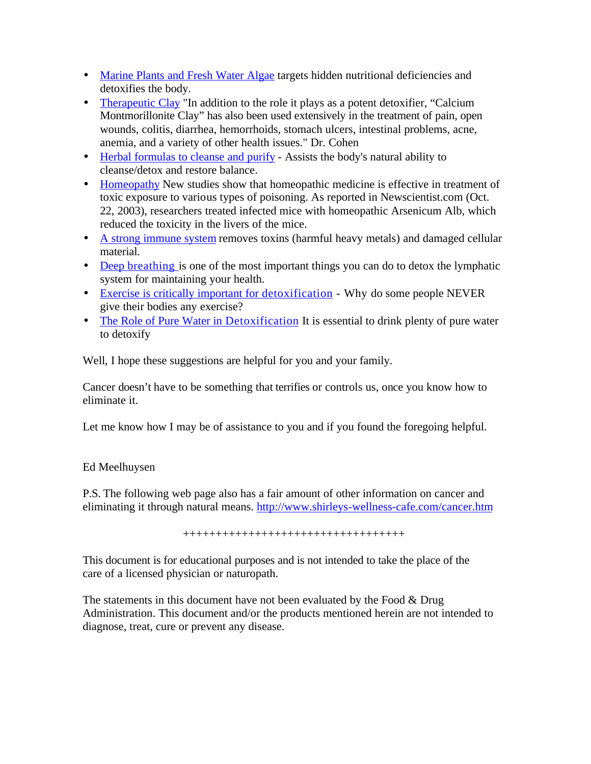- Marine Plants and Fresh Water Algae targets hidden nutritional deficiencies and detoxifies the body.
- Therapeutic Clay "In addition to the role it plays as a potent detoxifier, "Calcium Montmorillonite Clay" has also been used extensively in the treatment of pain, open wounds, colitis, diarrhea, hemorrhoids, stomach ulcers, intestinal problems, acne, anemia, and a variety of other health issues." Dr. Cohen
- Herbal formulas to cleanse and purify - Assists the body's natural ability to cleanse/detox and restore balance.
- Homeopathy New studies show that homeopathic medicine is effective in treatment of toxic exposure to various types of poisoning. As reported in Newscientist.com (Oct. 22, 2003), researchers treated infected mice with homeopathic Arsenicum Alb, which reduced the toxicity in the livers of the mice.
- A strong immune system removes toxins (harmful heavy metals) and damaged cellular material.
- Deep breathing is one of the most important things you can do to detox the lymphatic system for maintaining your health.
- Exercise is critically important for detoxification - Why do some people NEVER give their bodies any exercise?
- The Role of Pure Water in Detoxification It is essential to drink plenty of pure water to detoxify

Well, I hope these suggestions are helpful for you and your family.

Cancer doesn't have to be something that terrifies or controls us, once you know how to eliminate it.

Let me know how I may be of assistance to you and if you found the foregoing helpful.

Ed Meelhuysen

P.S. The following web page also has a fair amount of other information on cancer and eliminating it through natural means. http://www.shirleys-wellness-cafe.com/cancer.htm

++++++++++++++++++++++++++++++++++

This document is for educational purposes and is not intended to take the place of the care of a licensed physician or naturopath.

The statements in this document have not been evaluated by the Food & Drug Administration. This document and/or the products mentioned herein are not intended to diagnose, treat, cure or prevent any disease.